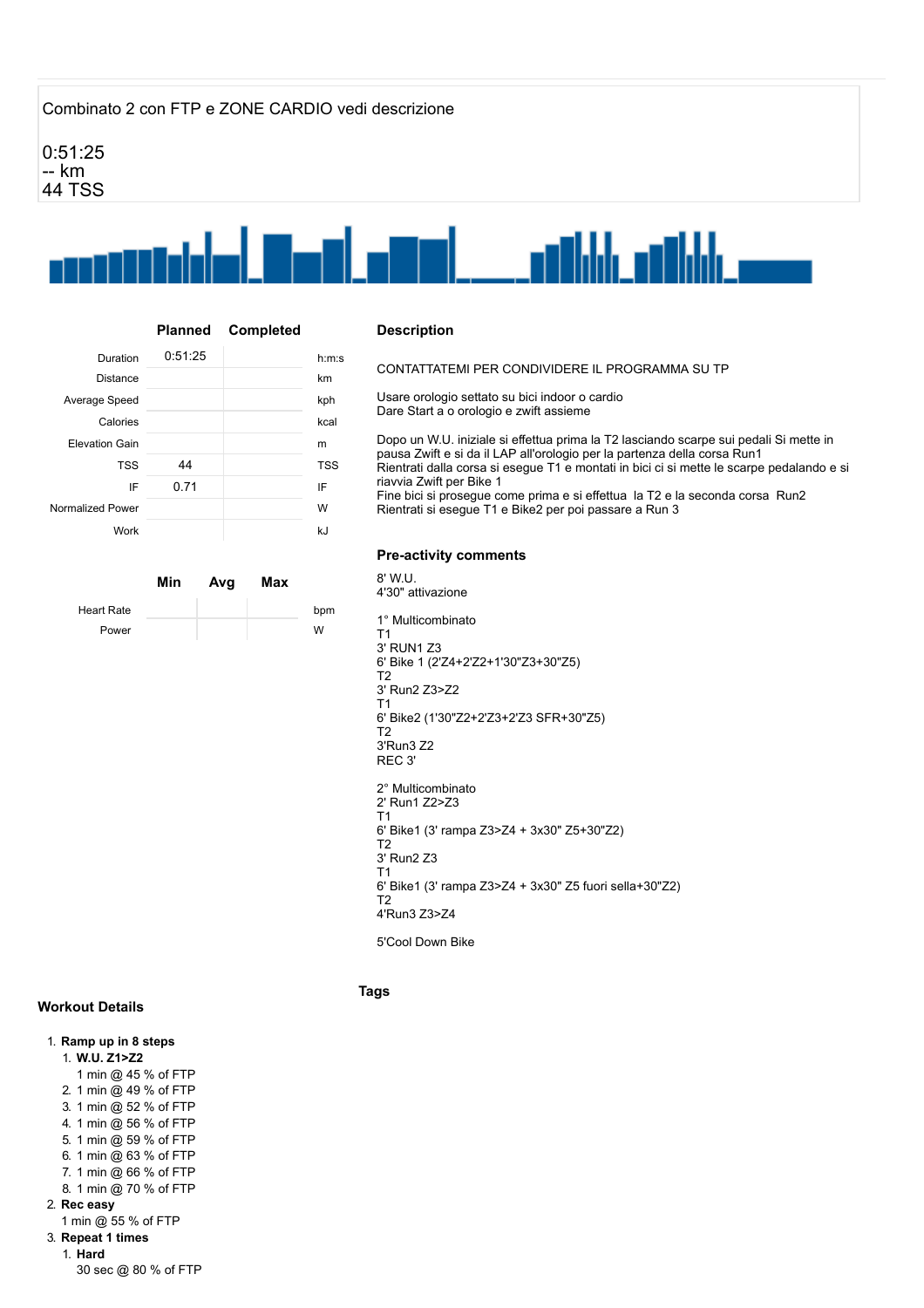Combinato 2 con FTP e ZONE CARDIO vedi descrizione

0:51:25
-- km
44 TSS

| | Planned | Completed | |
|---|---|---|---|
| Duration | 0:51:25 | | h:m:s |
| Distance | | | km |
| Average Speed | | | kph |
| Calories | | | kcal |
| Elevation Gain | | | m |
| TSS | 44 | | TSS |
| IF | 0.71 | | IF |
| Normalized Power | | | W |
| Work | | | kJ |

| | Min | Avg | Max | |
|---|---|---|---|---|
| Heart Rate | | | | bpm |
| Power | | | | W |

## Description

CONTATTATEMI PER CONDIVIDERE IL PROGRAMMA SU TP

Usare orologio settato su bici indoor o cardio
Dare Start a o orologio e zwift assieme

Dopo un W.U. iniziale si effettua prima la T2 lasciando scarpe sui pedali Si mette in pausa Zwift e si da il LAP all'orologio per la partenza della corsa Run1
Rientrati dalla corsa si esegue T1 e montati in bici ci si mette le scarpe pedalando e si riavvia Zwift per Bike 1
Fine bici si prosegue come prima e si effettua la T2 e la seconda corsa Run2
Rientrati si esegue T1 e Bike2 per poi passare a Run 3

## Pre-activity comments

8' W.U.
4'30" attivazione

1° Multicombinato
T1
3' RUN1 Z3
6' Bike 1 (2'Z4+2'Z2+1'30"Z3+30"Z5)
T2
3' Run2 Z3>Z2
T1
6' Bike2 (1'30"Z2+2'Z3+2'Z3 SFR+30"Z5)
T2
3'Run3 Z2
REC 3'

2° Multicombinato
2' Run1 Z2>Z3
T1
6' Bike1 (3' rampa Z3>Z4 + 3x30" Z5+30"Z2)
T2
3' Run2 Z3
T1
6' Bike1 (3' rampa Z3>Z4 + 3x30" Z5 fuori sella+30"Z2)
T2
4'Run3 Z3>Z4

5'Cool Down Bike

## Tags

## Workout Details

1. **Ramp up in 8 steps**
   1. **W.U. Z1>Z2**
      1 min @ 45 % of FTP
   2. 1 min @ 49 % of FTP
   3. 1 min @ 52 % of FTP
   4. 1 min @ 56 % of FTP
   5. 1 min @ 59 % of FTP
   6. 1 min @ 63 % of FTP
   7. 1 min @ 66 % of FTP
   8. 1 min @ 70 % of FTP
2. **Rec easy**
   1 min @ 55 % of FTP
3. **Repeat 1 times**
   1. **Hard**
      30 sec @ 80 % of FTP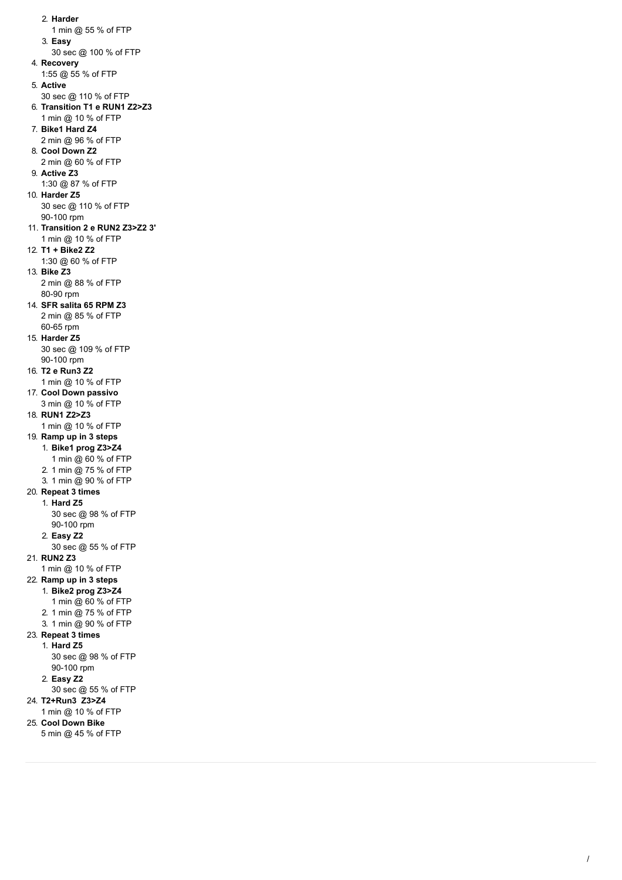2. **Harder**
      1 min @ 55 % of FTP
   3. **Easy**
      30 sec @ 100 % of FTP
4. **Recovery**
   1:55 @ 55 % of FTP
5. **Active**
   30 sec @ 110 % of FTP
6. **Transition T1 e RUN1 Z2>Z3**
   1 min @ 10 % of FTP
7. **Bike1 Hard Z4**
   2 min @ 96 % of FTP
8. **Cool Down Z2**
   2 min @ 60 % of FTP
9. **Active Z3**
   1:30 @ 87 % of FTP
10. **Harder Z5**
    30 sec @ 110 % of FTP
    90-100 rpm
11. **Transition 2 e RUN2 Z3>Z2 3'**
    1 min @ 10 % of FTP
12. **T1 + Bike2 Z2**
    1:30 @ 60 % of FTP
13. **Bike Z3**
    2 min @ 88 % of FTP
    80-90 rpm
14. **SFR salita 65 RPM Z3**
    2 min @ 85 % of FTP
    60-65 rpm
15. **Harder Z5**
    30 sec @ 109 % of FTP
    90-100 rpm
16. **T2 e Run3 Z2**
    1 min @ 10 % of FTP
17. **Cool Down passivo**
    3 min @ 10 % of FTP
18. **RUN1 Z2>Z3**
    1 min @ 10 % of FTP
19. **Ramp up in 3 steps**
    1. **Bike1 prog Z3>Z4**
       1 min @ 60 % of FTP
    2. 1 min @ 75 % of FTP
    3. 1 min @ 90 % of FTP
20. **Repeat 3 times**
    1. **Hard Z5**
       30 sec @ 98 % of FTP
       90-100 rpm
    2. **Easy Z2**
       30 sec @ 55 % of FTP
21. **RUN2 Z3**
    1 min @ 10 % of FTP
22. **Ramp up in 3 steps**
    1. **Bike2 prog Z3>Z4**
       1 min @ 60 % of FTP
    2. 1 min @ 75 % of FTP
    3. 1 min @ 90 % of FTP
23. **Repeat 3 times**
    1. **Hard Z5**
       30 sec @ 98 % of FTP
       90-100 rpm
    2. **Easy Z2**
       30 sec @ 55 % of FTP
24. **T2+Run3 Z3>Z4**
    1 min @ 10 % of FTP
25. **Cool Down Bike**
    5 min @ 45 % of FTP